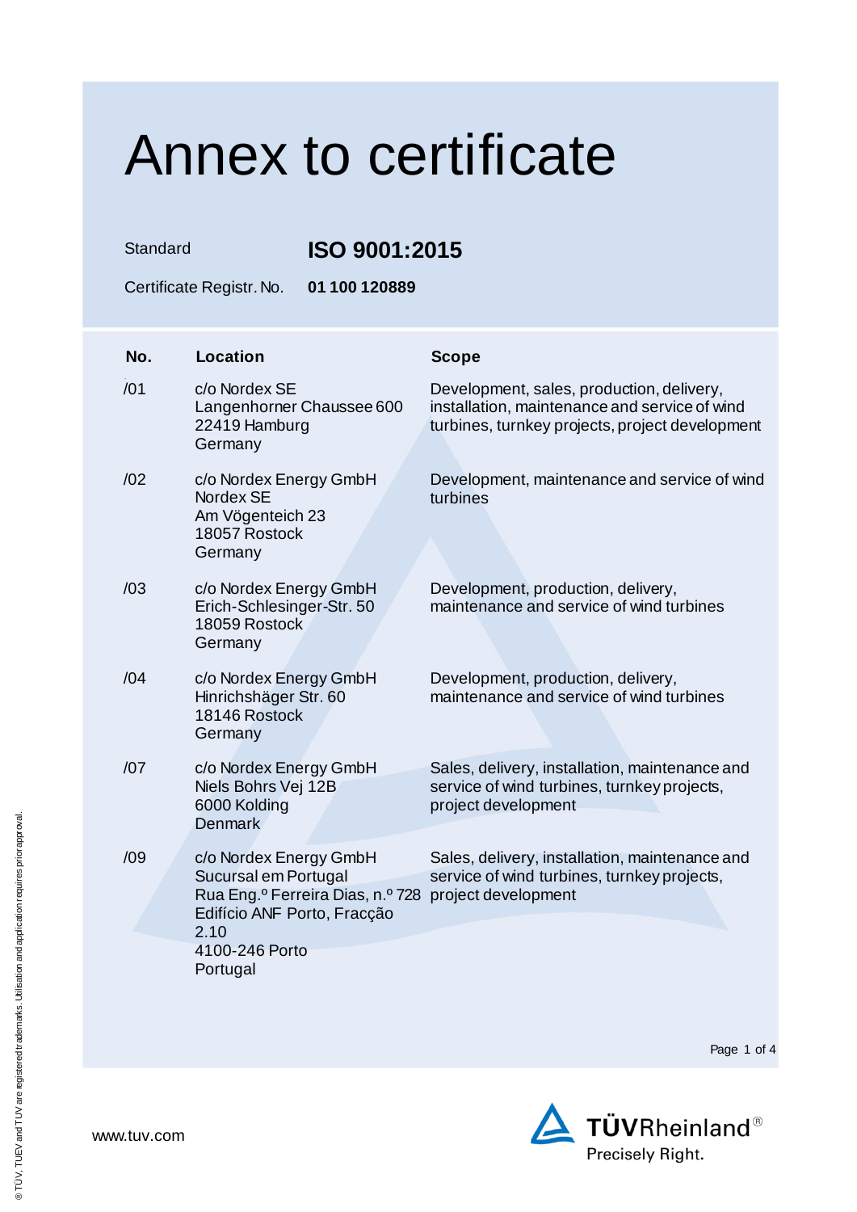# Annex to certificate

Standard **ISO 9001:2015**

Certificate Registr. No. **01 100 120889**

| No. | Location | Scope |
|---|---|---|
| /01 | c/o Nordex SE<br>Langenhorner Chaussee 600<br>22419 Hamburg<br>Germany | Development, sales, production, delivery, installation, maintenance and service of wind turbines, turnkey projects, project development |
| /02 | c/o Nordex Energy GmbH<br>Nordex SE<br>Am Vögenteich 23<br>18057 Rostock<br>Germany | Development, maintenance and service of wind turbines |
| /03 | c/o Nordex Energy GmbH<br>Erich-Schlesinger-Str. 50<br>18059 Rostock<br>Germany | Development, production, delivery, maintenance and service of wind turbines |
| /04 | c/o Nordex Energy GmbH<br>Hinrichshäger Str. 60<br>18146 Rostock<br>Germany | Development, production, delivery, maintenance and service of wind turbines |
| /07 | c/o Nordex Energy GmbH<br>Niels Bohrs Vej 12B<br>6000 Kolding<br>Denmark | Sales, delivery, installation, maintenance and service of wind turbines, turnkey projects, project development |
| /09 | c/o Nordex Energy GmbH<br>Sucursal em Portugal<br>Rua Eng.º Ferreira Dias, n.º 728<br>Edifício ANF Porto, Fracção 2.10<br>4100-246 Porto<br>Portugal | Sales, delivery, installation, maintenance and service of wind turbines, turnkey projects, project development |

www.tuv.com

TÜVRheinland®
Precisely Right.

® TÜV, TUEV and TUV are registered trademarks. Utilisation and application requires prior approval.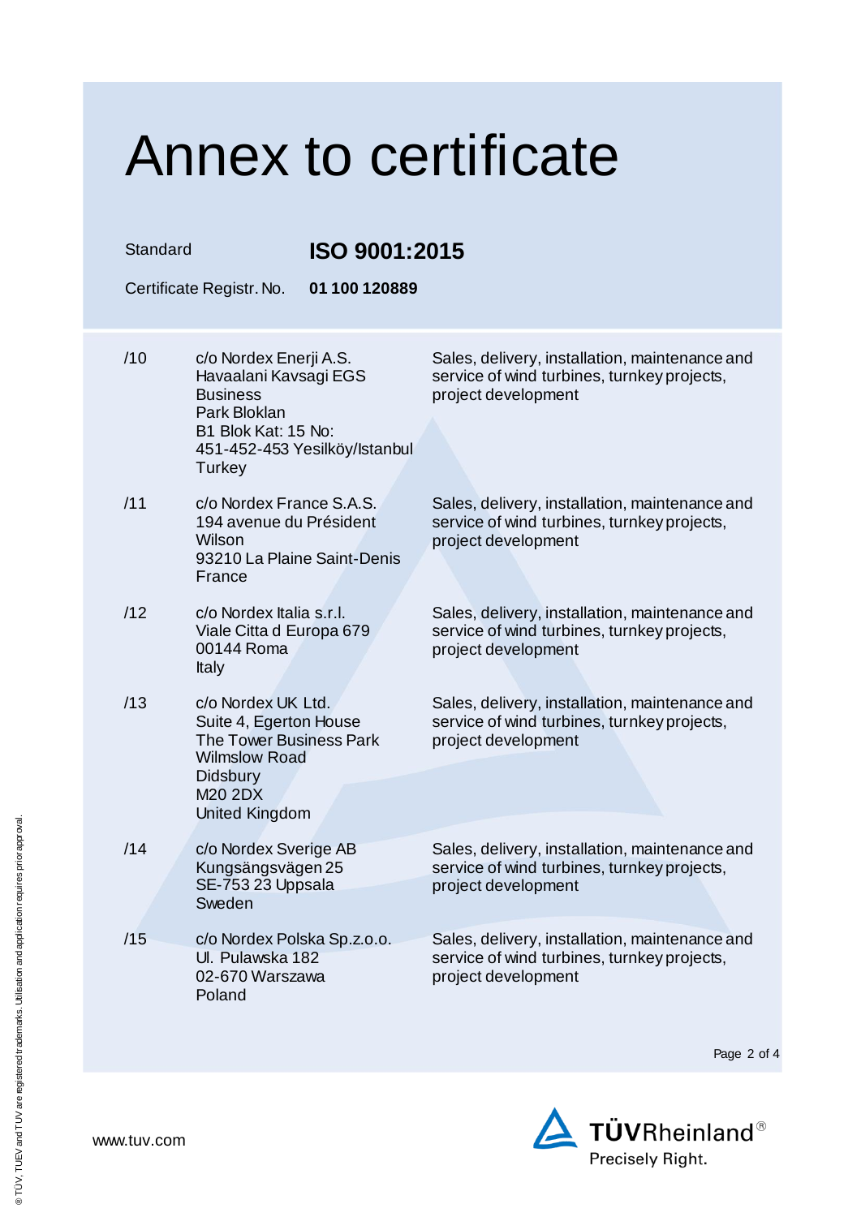# Annex to certificate

Standard **ISO 9001:2015**

Certificate Registr. No. **01 100 120889**

| | | |
|---|---|---|
| /10 | c/o Nordex Enerji A.S.<br>Havaalani Kavsagi EGS Business<br>Park Bloklan<br>B1 Blok Kat: 15 No:<br>451-452-453 Yesilköy/Istanbul<br>Turkey | Sales, delivery, installation, maintenance and service of wind turbines, turnkey projects, project development |
| /11 | c/o Nordex France S.A.S.<br>194 avenue du Président Wilson<br>93210 La Plaine Saint-Denis<br>France | Sales, delivery, installation, maintenance and service of wind turbines, turnkey projects, project development |
| /12 | c/o Nordex Italia s.r.l.<br>Viale Citta d Europa 679<br>00144 Roma<br>Italy | Sales, delivery, installation, maintenance and service of wind turbines, turnkey projects, project development |
| /13 | c/o Nordex UK Ltd.<br>Suite 4, Egerton House<br>The Tower Business Park<br>Wilmslow Road<br>Didsbury<br>M20 2DX<br>United Kingdom | Sales, delivery, installation, maintenance and service of wind turbines, turnkey projects, project development |
| /14 | c/o Nordex Sverige AB<br>Kungsängsvägen 25<br>SE-753 23 Uppsala<br>Sweden | Sales, delivery, installation, maintenance and service of wind turbines, turnkey projects, project development |
| /15 | c/o Nordex Polska Sp.z.o.o.<br>Ul. Pulawska 182<br>02-670 Warszawa<br>Poland | Sales, delivery, installation, maintenance and service of wind turbines, turnkey projects, project development |

www.tuv.com

TÜVRheinland®
Precisely Right.

® TÜV, TUEV and TUV are registered trademarks. Utilisation and application requires prior approval.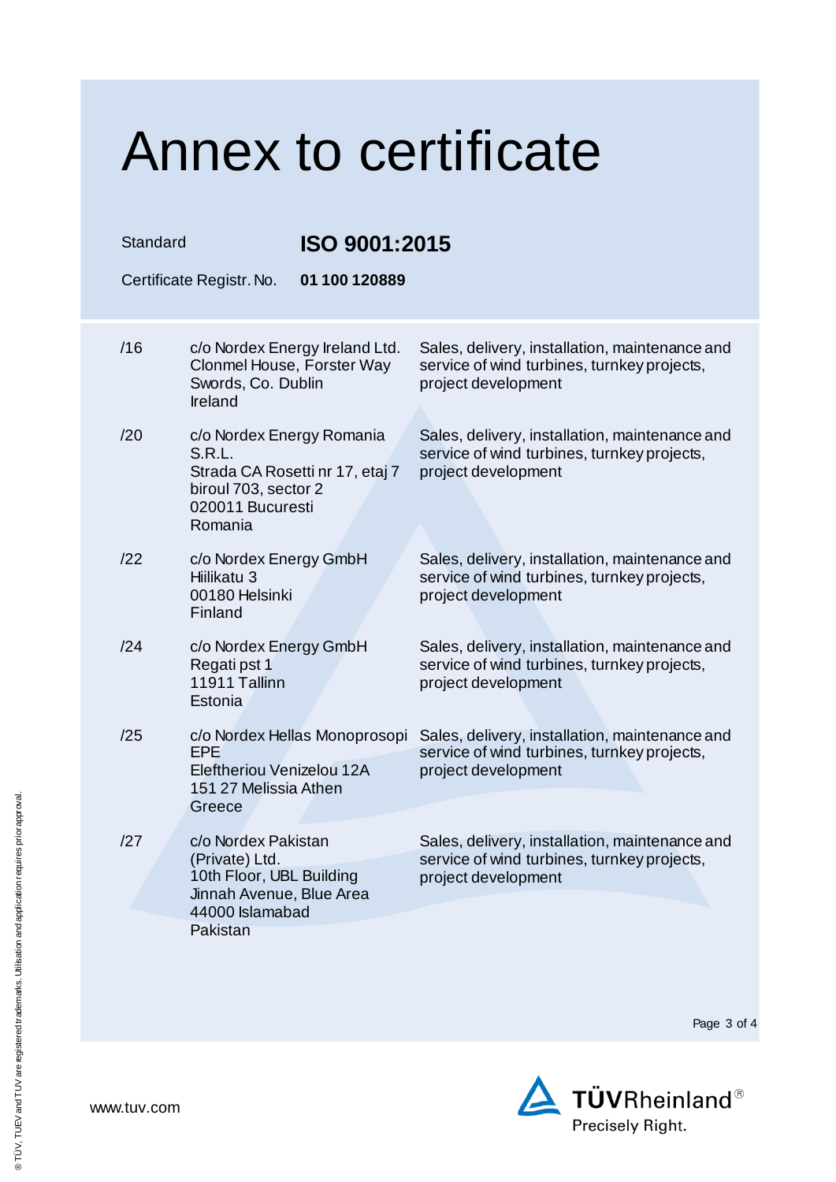# Annex to certificate

Standard **ISO 9001:2015**

Certificate Registr. No. **01 100 120889**

| | | |
|---|---|---|
| /16 | c/o Nordex Energy Ireland Ltd.<br>Clonmel House, Forster Way<br>Swords, Co. Dublin<br>Ireland | Sales, delivery, installation, maintenance and service of wind turbines, turnkey projects, project development |
| /20 | c/o Nordex Energy Romania S.R.L.<br>Strada CA Rosetti nr 17, etaj 7<br>biroul 703, sector 2<br>020011 Bucuresti<br>Romania | Sales, delivery, installation, maintenance and service of wind turbines, turnkey projects, project development |
| /22 | c/o Nordex Energy GmbH<br>Hiilikatu 3<br>00180 Helsinki<br>Finland | Sales, delivery, installation, maintenance and service of wind turbines, turnkey projects, project development |
| /24 | c/o Nordex Energy GmbH<br>Regati pst 1<br>11911 Tallinn<br>Estonia | Sales, delivery, installation, maintenance and service of wind turbines, turnkey projects, project development |
| /25 | c/o Nordex Hellas Monoprosopi EPE<br>Eleftheriou Venizelou 12A<br>151 27 Melissia Athen<br>Greece | Sales, delivery, installation, maintenance and service of wind turbines, turnkey projects, project development |
| /27 | c/o Nordex Pakistan (Private) Ltd.<br>10th Floor, UBL Building<br>Jinnah Avenue, Blue Area<br>44000 Islamabad<br>Pakistan | Sales, delivery, installation, maintenance and service of wind turbines, turnkey projects, project development |

www.tuv.com

TÜVRheinland®
Precisely Right.

® TÜV, TUEV and TUV are registered trademarks. Utilisation and application requires prior approval.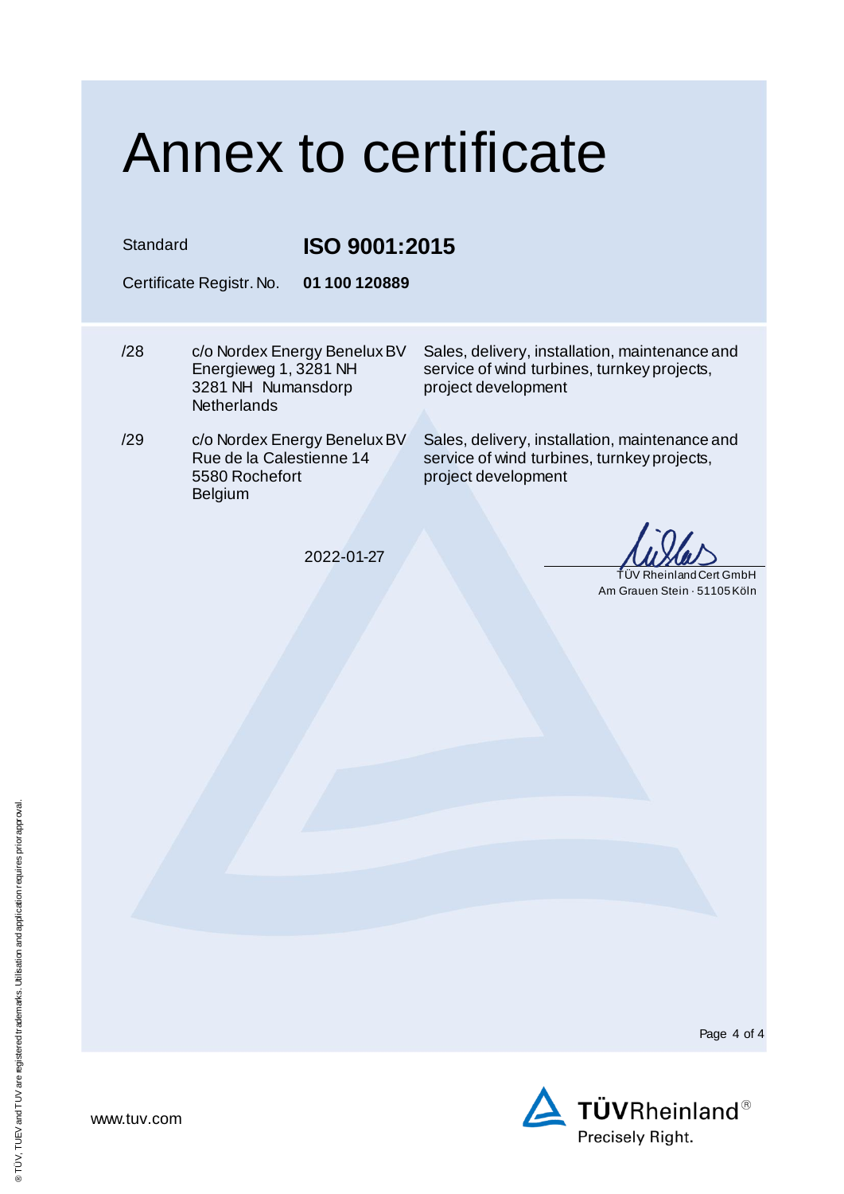# Annex to certificate

Standard **ISO 9001:2015**

Certificate Registr. No. **01 100 120889**

| | | |
|---|---|---|
| /28 | c/o Nordex Energy Benelux BV<br>Energieweg 1, 3281 NH<br>3281 NH Numansdorp<br>Netherlands | Sales, delivery, installation, maintenance and service of wind turbines, turnkey projects, project development |
| /29 | c/o Nordex Energy Benelux BV<br>Rue de la Calestienne 14<br>5580 Rochefort<br>Belgium | Sales, delivery, installation, maintenance and service of wind turbines, turnkey projects, project development |

2022-01-27

TÜV Rheinland Cert GmbH
Am Grauen Stein · 51105 Köln

www.tuv.com

TÜVRheinland®
Precisely Right.

® TÜV, TUEV and TUV are registered trademarks. Utilisation and application requires prior approval.